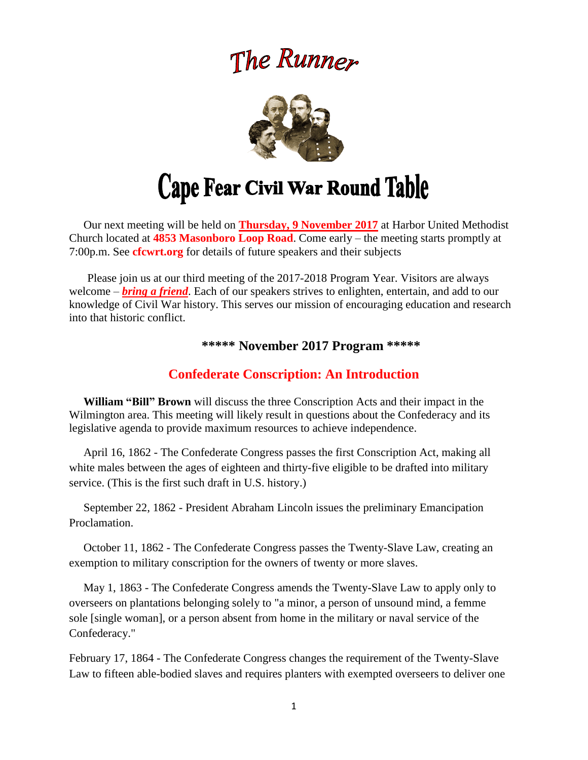# The Runner

# Cape Fear Civil War Round Table

Our next meeting will be held on **Thursday, 9 November 2017** at Harbor United Methodist Church located at **4853 Masonboro Loop Road**. Come early – the meeting starts promptly at 7:00p.m. See **cfcwrt.org** for details of future speakers and their subjects

Please join us at our third meeting of the 2017-2018 Program Year. Visitors are always welcome – ***bring a friend***. Each of our speakers strives to enlighten, entertain, and add to our knowledge of Civil War history. This serves our mission of encouraging education and research into that historic conflict.

### \*\*\*\*\* November 2017 Program \*\*\*\*\*

## Confederate Conscription: An Introduction

**William "Bill" Brown** will discuss the three Conscription Acts and their impact in the Wilmington area. This meeting will likely result in questions about the Confederacy and its legislative agenda to provide maximum resources to achieve independence.

April 16, 1862 - The Confederate Congress passes the first Conscription Act, making all white males between the ages of eighteen and thirty-five eligible to be drafted into military service. (This is the first such draft in U.S. history.)

September 22, 1862 - President Abraham Lincoln issues the preliminary Emancipation Proclamation.

October 11, 1862 - The Confederate Congress passes the Twenty-Slave Law, creating an exemption to military conscription for the owners of twenty or more slaves.

May 1, 1863 - The Confederate Congress amends the Twenty-Slave Law to apply only to overseers on plantations belonging solely to "a minor, a person of unsound mind, a femme sole [single woman], or a person absent from home in the military or naval service of the Confederacy."

February 17, 1864 - The Confederate Congress changes the requirement of the Twenty-Slave Law to fifteen able-bodied slaves and requires planters with exempted overseers to deliver one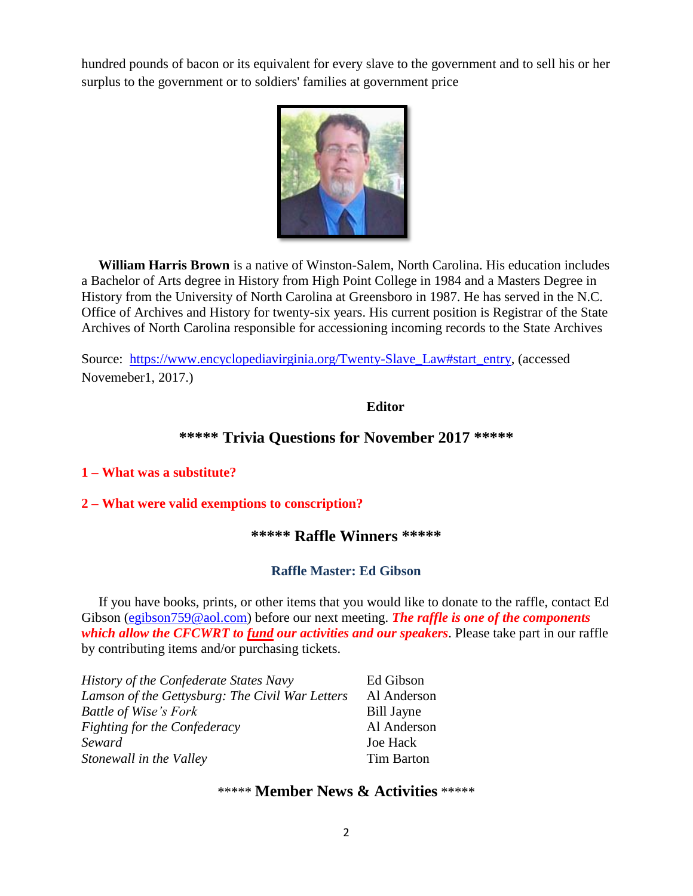hundred pounds of bacon or its equivalent for every slave to the government and to sell his or her surplus to the government or to soldiers' families at government price

**William Harris Brown** is a native of Winston-Salem, North Carolina. His education includes a Bachelor of Arts degree in History from High Point College in 1984 and a Masters Degree in History from the University of North Carolina at Greensboro in 1987. He has served in the N.C. Office of Archives and History for twenty-six years. His current position is Registrar of the State Archives of North Carolina responsible for accessioning incoming records to the State Archives

Source: [https://www.encyclopediavirginia.org/Twenty-Slave_Law#start_entry](https://www.encyclopediavirginia.org/Twenty-Slave_Law#start_entry), (accessed Novemeber1, 2017.)

**Editor**

## ***** Trivia Questions for November 2017 *****

**1 – What was a substitute?**

**2 – What were valid exemptions to conscription?**

## ***** Raffle Winners *****

### Raffle Master: Ed Gibson

If you have books, prints, or other items that you would like to donate to the raffle, contact Ed Gibson ([egibson759@aol.com](mailto:egibson759@aol.com)) before our next meeting. ***The raffle is one of the components which allow the CFCWRT to fund our activities and our speakers***. Please take part in our raffle by contributing items and/or purchasing tickets.

| | |
|---|---|
| *History of the Confederate States Navy* | Ed Gibson |
| *Lamson of the Gettysburg: The Civil War Letters* | Al Anderson |
| *Battle of Wise's Fork* | Bill Jayne |
| *Fighting for the Confederacy* | Al Anderson |
| *Seward* | Joe Hack |
| *Stonewall in the Valley* | Tim Barton |

## ***** Member News & Activities *****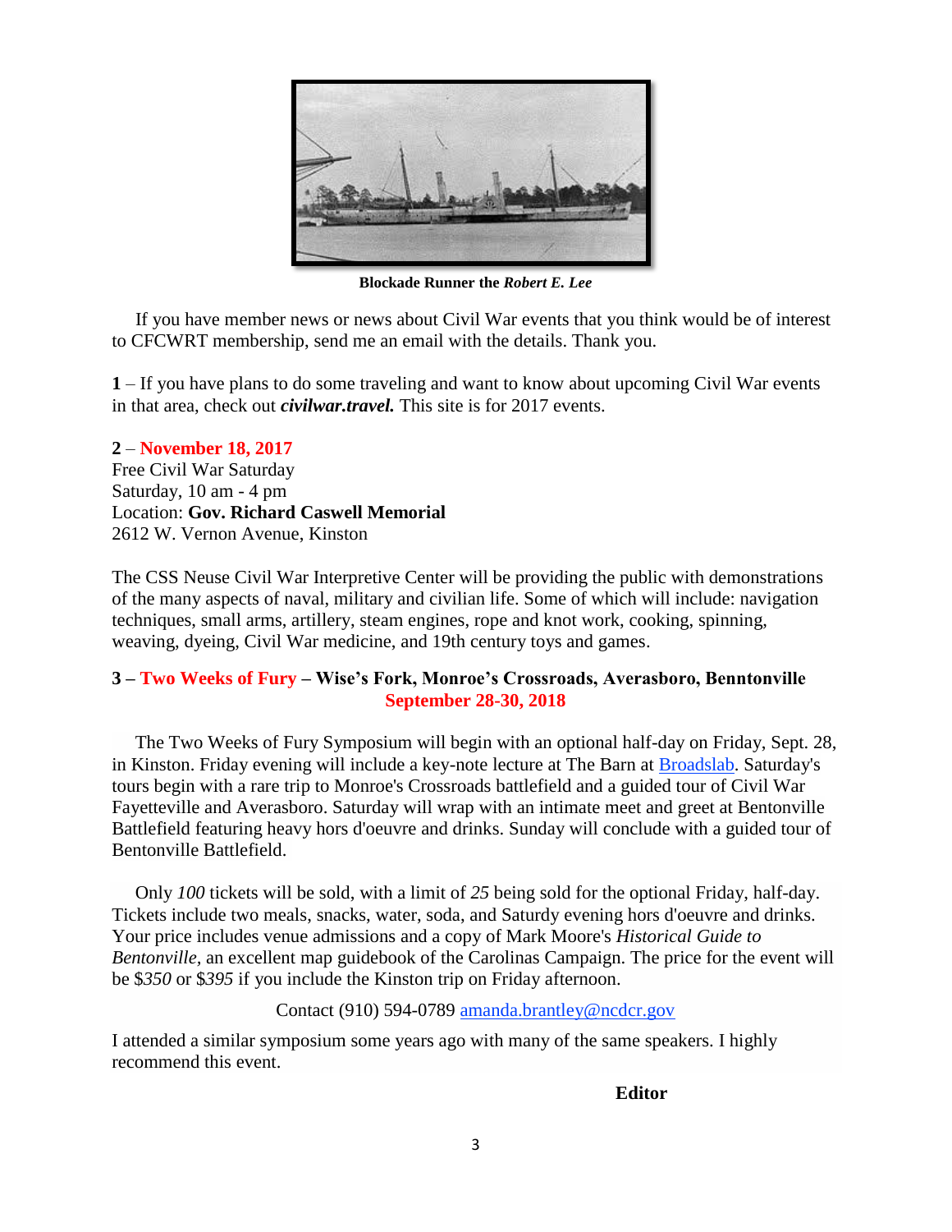**Blockade Runner the *Robert E. Lee***

If you have member news or news about Civil War events that you think would be of interest to CFCWRT membership, send me an email with the details. Thank you.

**1** – If you have plans to do some traveling and want to know about upcoming Civil War events in that area, check out ***civilwar.travel.*** This site is for 2017 events.

**2 – November 18, 2017**
Free Civil War Saturday
Saturday, 10 am - 4 pm
Location: **Gov. Richard Caswell Memorial**
2612 W. Vernon Avenue, Kinston

The CSS Neuse Civil War Interpretive Center will be providing the public with demonstrations of the many aspects of naval, military and civilian life. Some of which will include: navigation techniques, small arms, artillery, steam engines, rope and knot work, cooking, spinning, weaving, dyeing, Civil War medicine, and 19th century toys and games.

**3 – Two Weeks of Fury – Wise's Fork, Monroe's Crossroads, Averasboro, Benntonville**
**September 28-30, 2018**

The Two Weeks of Fury Symposium will begin with an optional half-day on Friday, Sept. 28, in Kinston. Friday evening will include a key-note lecture at The Barn at Broadslab. Saturday's tours begin with a rare trip to Monroe's Crossroads battlefield and a guided tour of Civil War Fayetteville and Averasboro. Saturday will wrap with an intimate meet and greet at Bentonville Battlefield featuring heavy hors d'oeuvre and drinks. Sunday will conclude with a guided tour of Bentonville Battlefield.

Only *100* tickets will be sold, with a limit of *25* being sold for the optional Friday, half-day. Tickets include two meals, snacks, water, soda, and Saturdy evening hors d'oeuvre and drinks. Your price includes venue admissions and a copy of Mark Moore's *Historical Guide to Bentonville,* an excellent map guidebook of the Carolinas Campaign. The price for the event will be $*350* or $*395* if you include the Kinston trip on Friday afternoon.

Contact (910) 594-0789 amanda.brantley@ncdcr.gov

I attended a similar symposium some years ago with many of the same speakers. I highly recommend this event.

**Editor**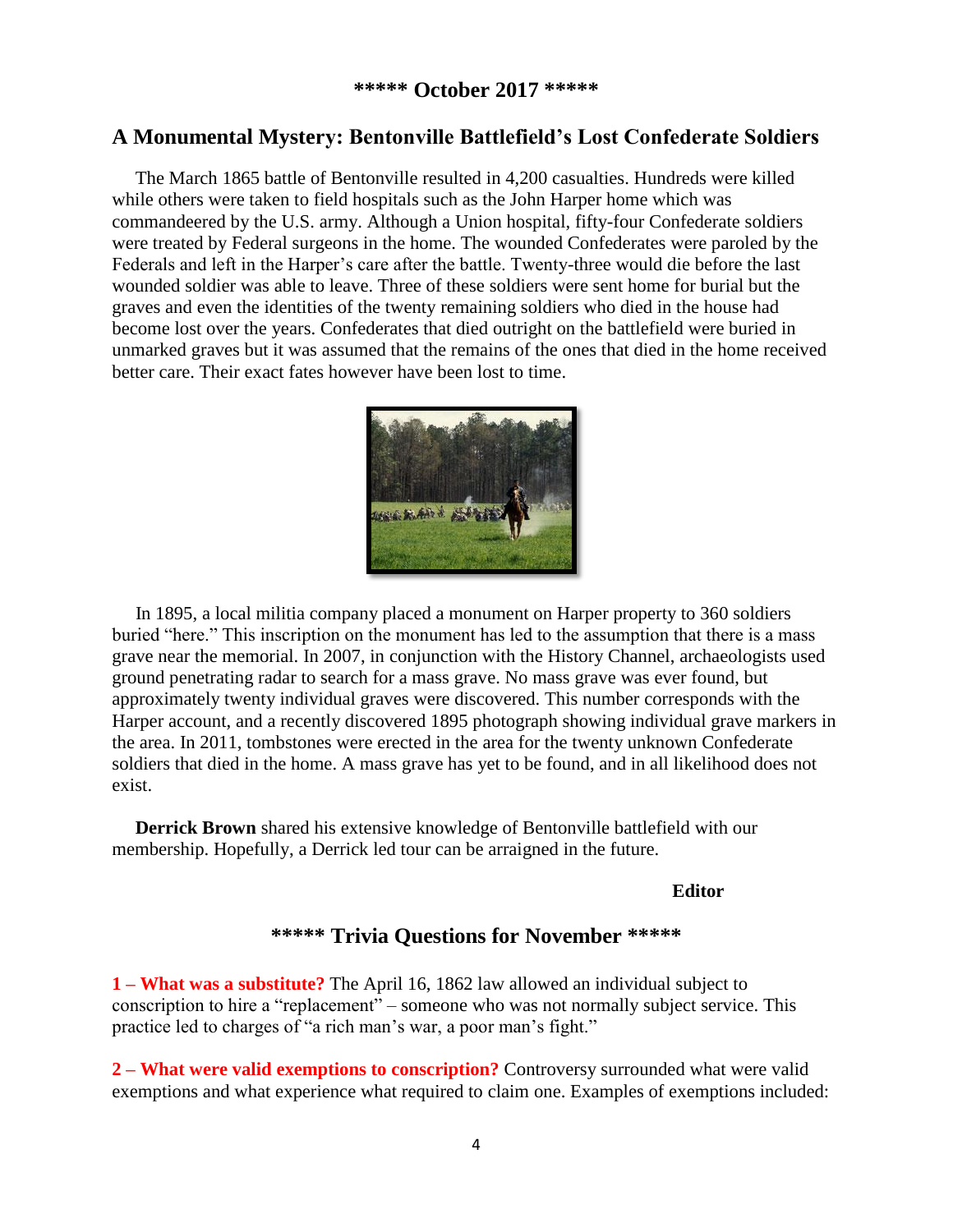**\*\*\*\*\* October 2017 \*\*\*\*\***

## A Monumental Mystery: Bentonville Battlefield's Lost Confederate Soldiers

The March 1865 battle of Bentonville resulted in 4,200 casualties. Hundreds were killed while others were taken to field hospitals such as the John Harper home which was commandeered by the U.S. army. Although a Union hospital, fifty-four Confederate soldiers were treated by Federal surgeons in the home. The wounded Confederates were paroled by the Federals and left in the Harper's care after the battle. Twenty-three would die before the last wounded soldier was able to leave. Three of these soldiers were sent home for burial but the graves and even the identities of the twenty remaining soldiers who died in the house had become lost over the years. Confederates that died outright on the battlefield were buried in unmarked graves but it was assumed that the remains of the ones that died in the home received better care. Their exact fates however have been lost to time.

In 1895, a local militia company placed a monument on Harper property to 360 soldiers buried "here." This inscription on the monument has led to the assumption that there is a mass grave near the memorial. In 2007, in conjunction with the History Channel, archaeologists used ground penetrating radar to search for a mass grave. No mass grave was ever found, but approximately twenty individual graves were discovered. This number corresponds with the Harper account, and a recently discovered 1895 photograph showing individual grave markers in the area. In 2011, tombstones were erected in the area for the twenty unknown Confederate soldiers that died in the home. A mass grave has yet to be found, and in all likelihood does not exist.

**Derrick Brown** shared his extensive knowledge of Bentonville battlefield with our membership. Hopefully, a Derrick led tour can be arraigned in the future.

**Editor**

## \*\*\*\*\* Trivia Questions for November \*\*\*\*\*

**1 – What was a substitute?** The April 16, 1862 law allowed an individual subject to conscription to hire a "replacement" – someone who was not normally subject service. This practice led to charges of "a rich man's war, a poor man's fight."

**2 – What were valid exemptions to conscription?** Controversy surrounded what were valid exemptions and what experience what required to claim one. Examples of exemptions included: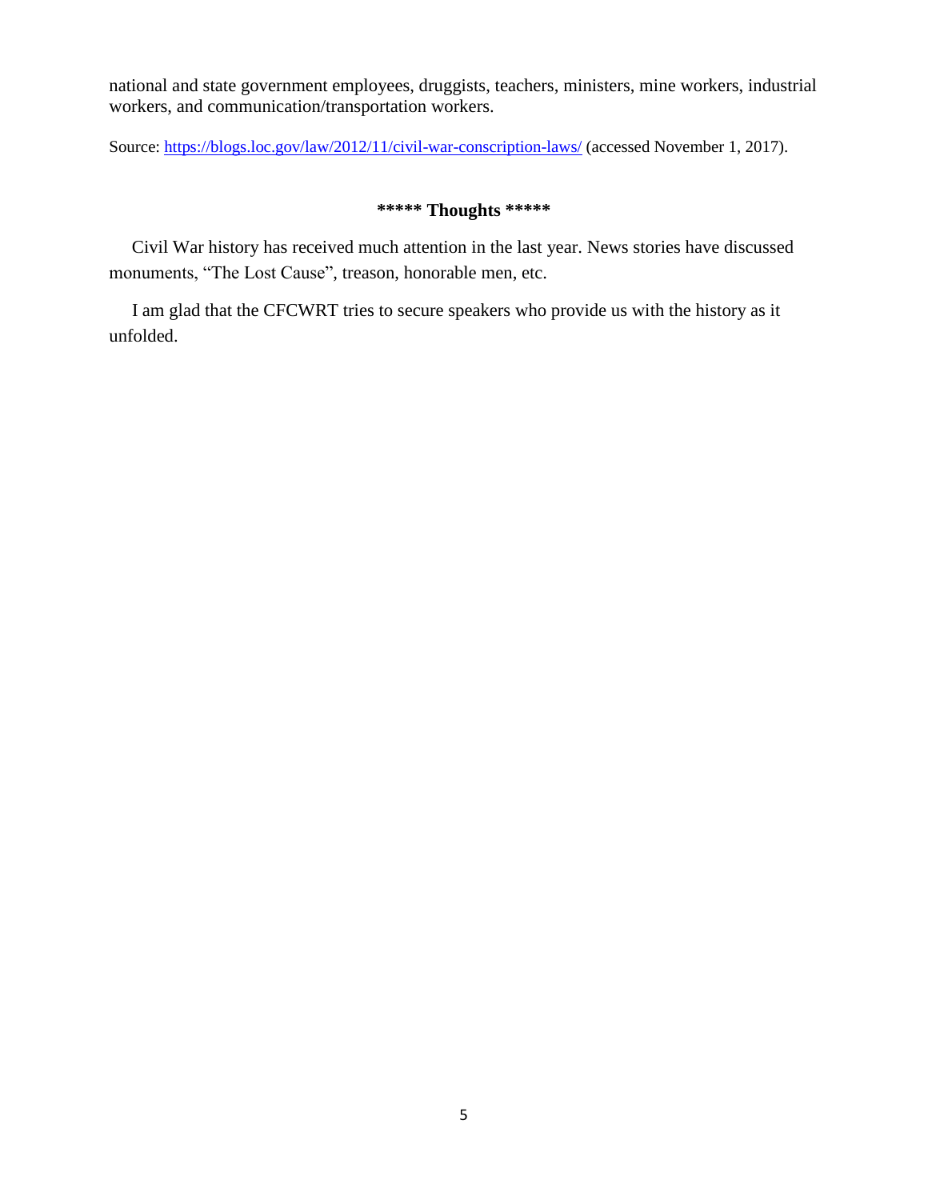national and state government employees, druggists, teachers, ministers, mine workers, industrial workers, and communication/transportation workers.

Source: [https://blogs.loc.gov/law/2012/11/civil-war-conscription-laws/](https://blogs.loc.gov/law/2012/11/civil-war-conscription-laws/) (accessed November 1, 2017).

**\*\*\*\*\* Thoughts \*\*\*\*\***

Civil War history has received much attention in the last year. News stories have discussed monuments, "The Lost Cause", treason, honorable men, etc.

I am glad that the CFCWRT tries to secure speakers who provide us with the history as it unfolded.